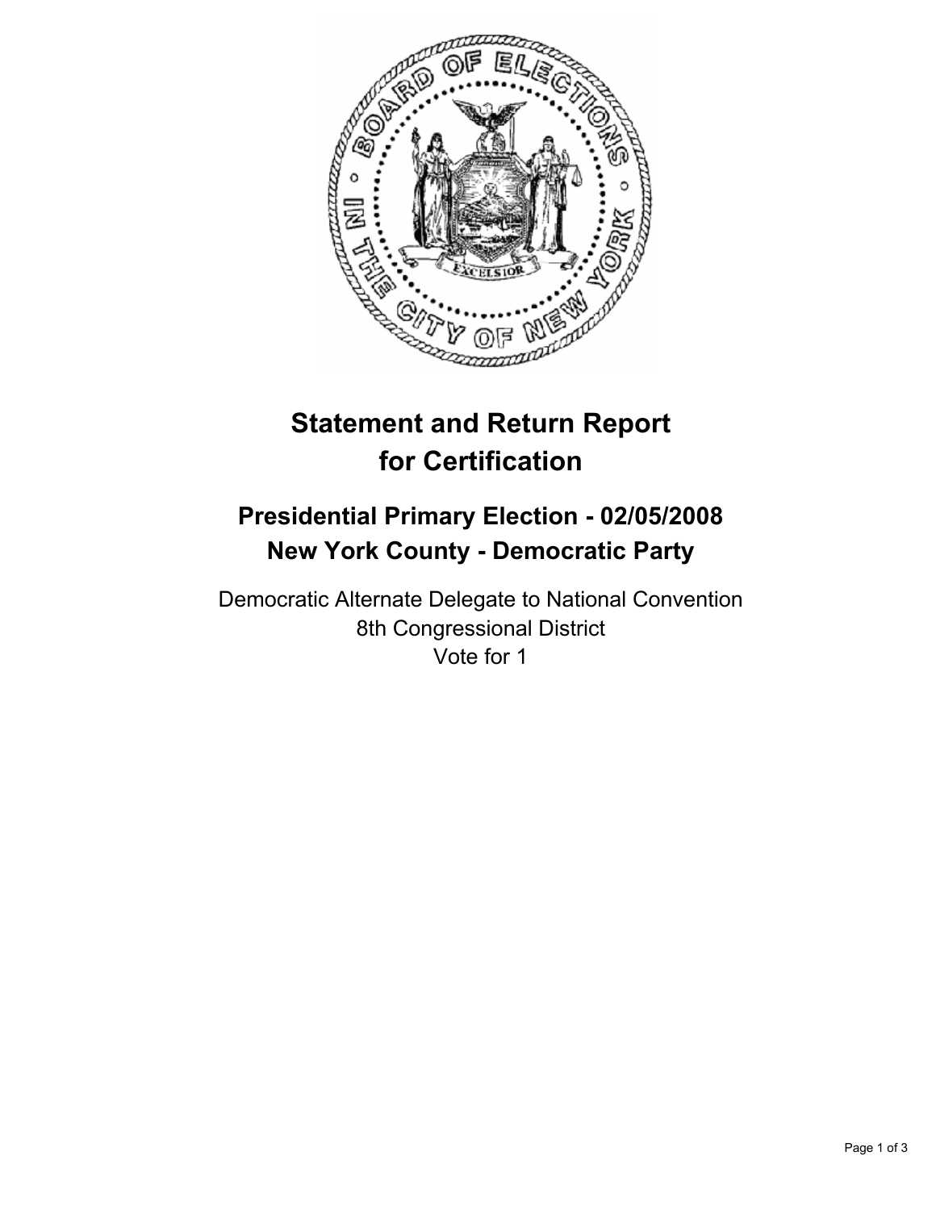# Statement and Return Report for Certification

## Presidential Primary Election - 02/05/2008
## New York County - Democratic Party

Democratic Alternate Delegate to National Convention
8th Congressional District
Vote for 1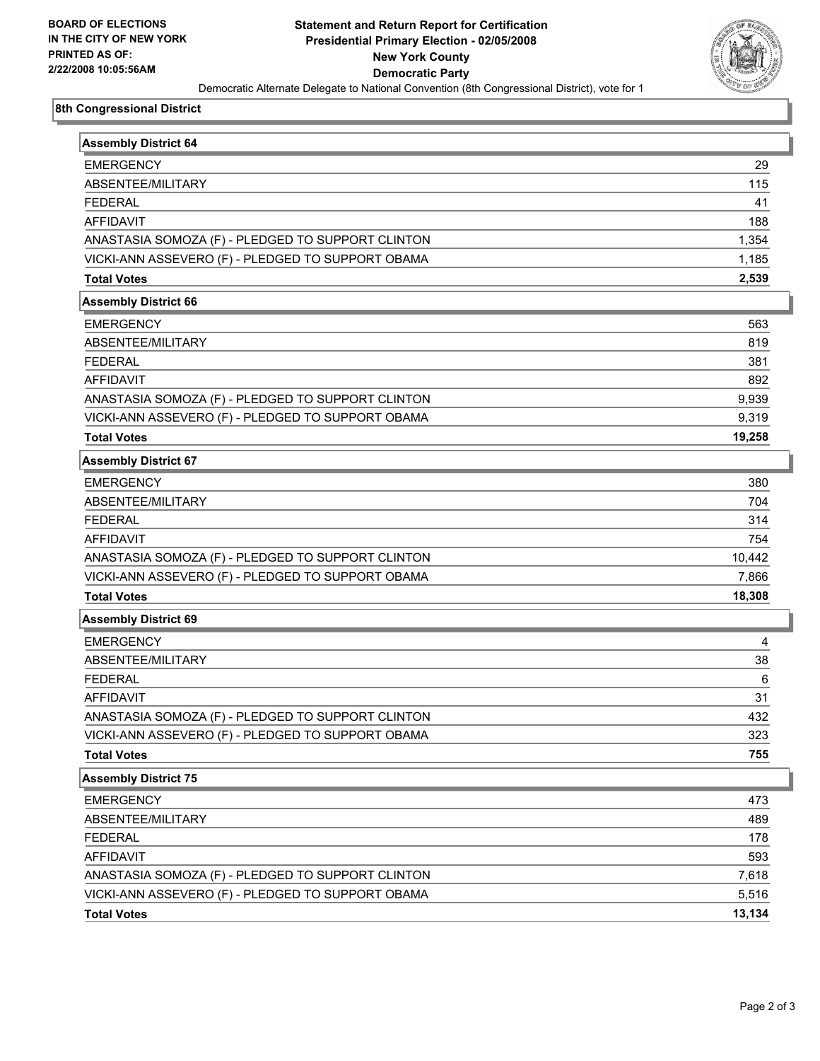**BOARD OF ELECTIONS IN THE CITY OF NEW YORK PRINTED AS OF: 2/22/2008 10:05:56AM**

# Statement and Return Report for Certification
## Presidential Primary Election - 02/05/2008
## New York County
## Democratic Party

Democratic Alternate Delegate to National Convention (8th Congressional District), vote for 1

### 8th Congressional District

| Assembly District 64 | |
|---|---|
| EMERGENCY | 29 |
| ABSENTEE/MILITARY | 115 |
| FEDERAL | 41 |
| AFFIDAVIT | 188 |
| ANASTASIA SOMOZA (F) - PLEDGED TO SUPPORT CLINTON | 1,354 |
| VICKI-ANN ASSEVERO (F) - PLEDGED TO SUPPORT OBAMA | 1,185 |
| **Total Votes** | **2,539** |

| Assembly District 66 | |
|---|---|
| EMERGENCY | 563 |
| ABSENTEE/MILITARY | 819 |
| FEDERAL | 381 |
| AFFIDAVIT | 892 |
| ANASTASIA SOMOZA (F) - PLEDGED TO SUPPORT CLINTON | 9,939 |
| VICKI-ANN ASSEVERO (F) - PLEDGED TO SUPPORT OBAMA | 9,319 |
| **Total Votes** | **19,258** |

| Assembly District 67 | |
|---|---|
| EMERGENCY | 380 |
| ABSENTEE/MILITARY | 704 |
| FEDERAL | 314 |
| AFFIDAVIT | 754 |
| ANASTASIA SOMOZA (F) - PLEDGED TO SUPPORT CLINTON | 10,442 |
| VICKI-ANN ASSEVERO (F) - PLEDGED TO SUPPORT OBAMA | 7,866 |
| **Total Votes** | **18,308** |

| Assembly District 69 | |
|---|---|
| EMERGENCY | 4 |
| ABSENTEE/MILITARY | 38 |
| FEDERAL | 6 |
| AFFIDAVIT | 31 |
| ANASTASIA SOMOZA (F) - PLEDGED TO SUPPORT CLINTON | 432 |
| VICKI-ANN ASSEVERO (F) - PLEDGED TO SUPPORT OBAMA | 323 |
| **Total Votes** | **755** |

| Assembly District 75 | |
|---|---|
| EMERGENCY | 473 |
| ABSENTEE/MILITARY | 489 |
| FEDERAL | 178 |
| AFFIDAVIT | 593 |
| ANASTASIA SOMOZA (F) - PLEDGED TO SUPPORT CLINTON | 7,618 |
| VICKI-ANN ASSEVERO (F) - PLEDGED TO SUPPORT OBAMA | 5,516 |
| **Total Votes** | **13,134** |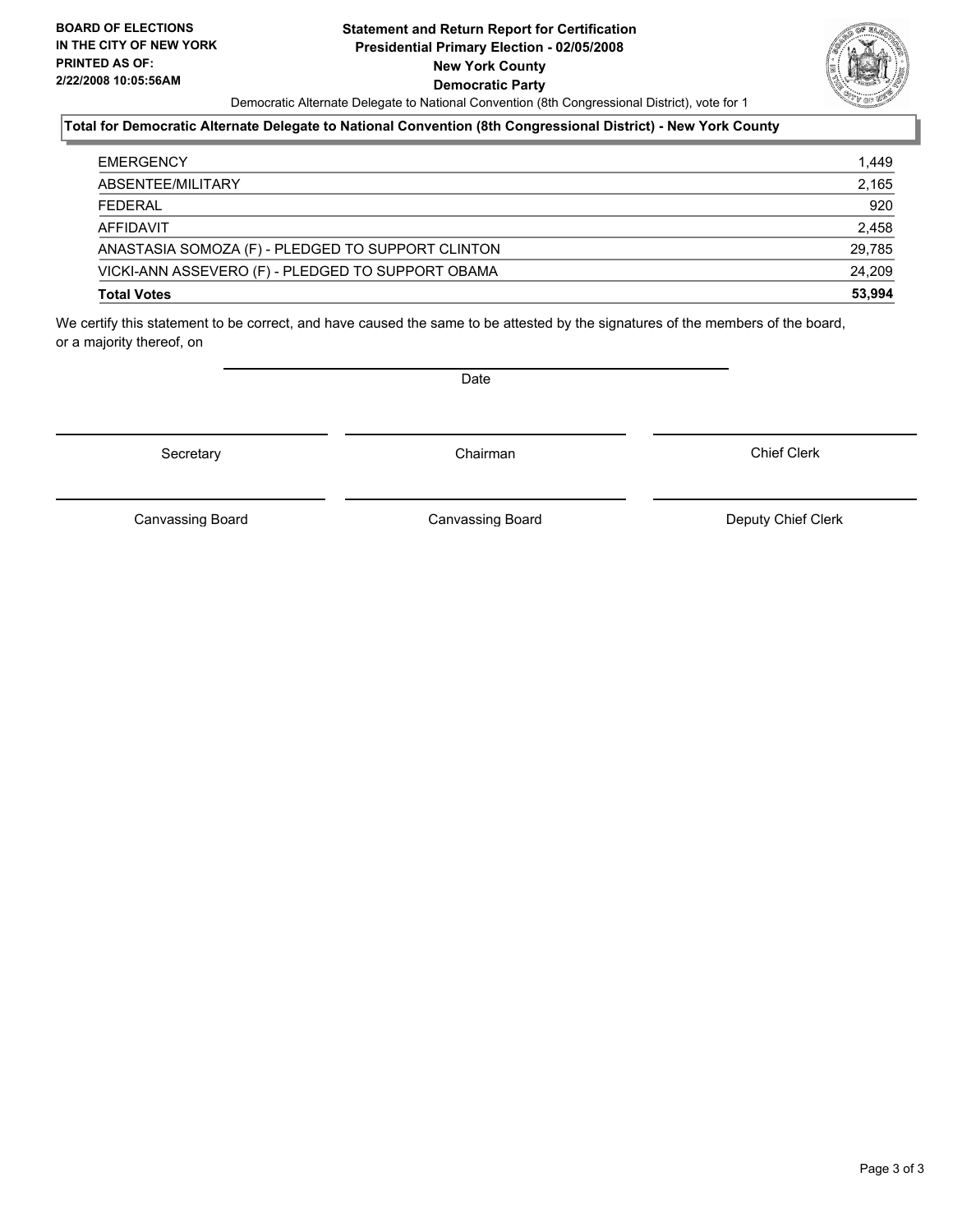**BOARD OF ELECTIONS IN THE CITY OF NEW YORK**
**PRINTED AS OF: 2/22/2008 10:05:56AM**

# Statement and Return Report for Certification
## Presidential Primary Election - 02/05/2008
## New York County
## Democratic Party

Democratic Alternate Delegate to National Convention (8th Congressional District), vote for 1

### Total for Democratic Alternate Delegate to National Convention (8th Congressional District) - New York County

| | |
|---|---|
| EMERGENCY | 1,449 |
| ABSENTEE/MILITARY | 2,165 |
| FEDERAL | 920 |
| AFFIDAVIT | 2,458 |
| ANASTASIA SOMOZA (F) - PLEDGED TO SUPPORT CLINTON | 29,785 |
| VICKI-ANN ASSEVERO (F) - PLEDGED TO SUPPORT OBAMA | 24,209 |
| **Total Votes** | **53,994** |

We certify this statement to be correct, and have caused the same to be attested by the signatures of the members of the board, or a majority thereof, on

Date

Secretary

Chairman

Chief Clerk

Canvassing Board

Canvassing Board

Deputy Chief Clerk